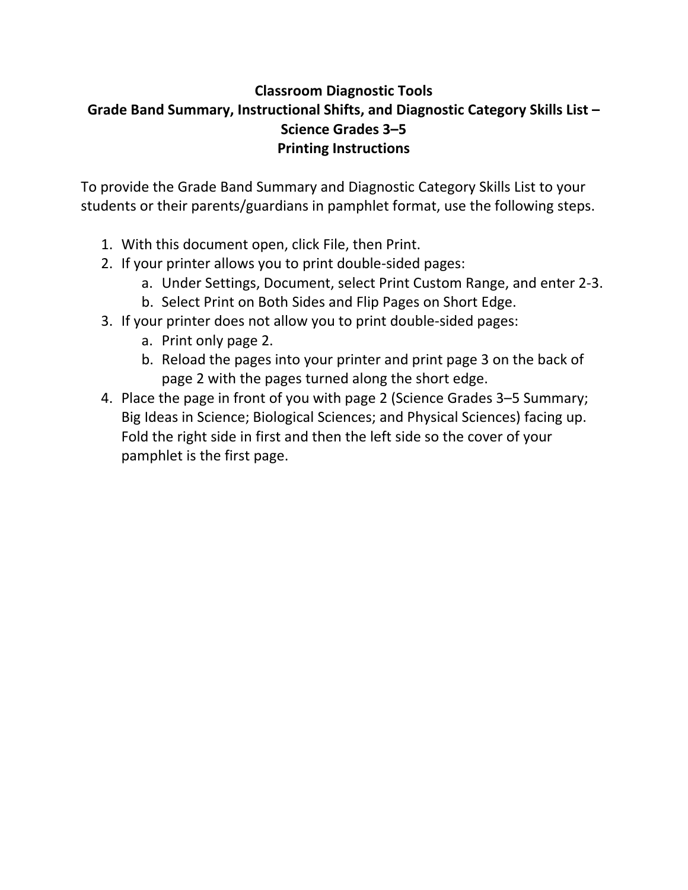# Classroom Diagnostic Tools
## Grade Band Summary, Instructional Shifts, and Diagnostic Category Skills List – Science Grades 3–5
## Printing Instructions

To provide the Grade Band Summary and Diagnostic Category Skills List to your students or their parents/guardians in pamphlet format, use the following steps.

1. With this document open, click File, then Print.
2. If your printer allows you to print double-sided pages:
   a. Under Settings, Document, select Print Custom Range, and enter 2-3.
   b. Select Print on Both Sides and Flip Pages on Short Edge.
3. If your printer does not allow you to print double-sided pages:
   a. Print only page 2.
   b. Reload the pages into your printer and print page 3 on the back of page 2 with the pages turned along the short edge.
4. Place the page in front of you with page 2 (Science Grades 3–5 Summary; Big Ideas in Science; Biological Sciences; and Physical Sciences) facing up. Fold the right side in first and then the left side so the cover of your pamphlet is the first page.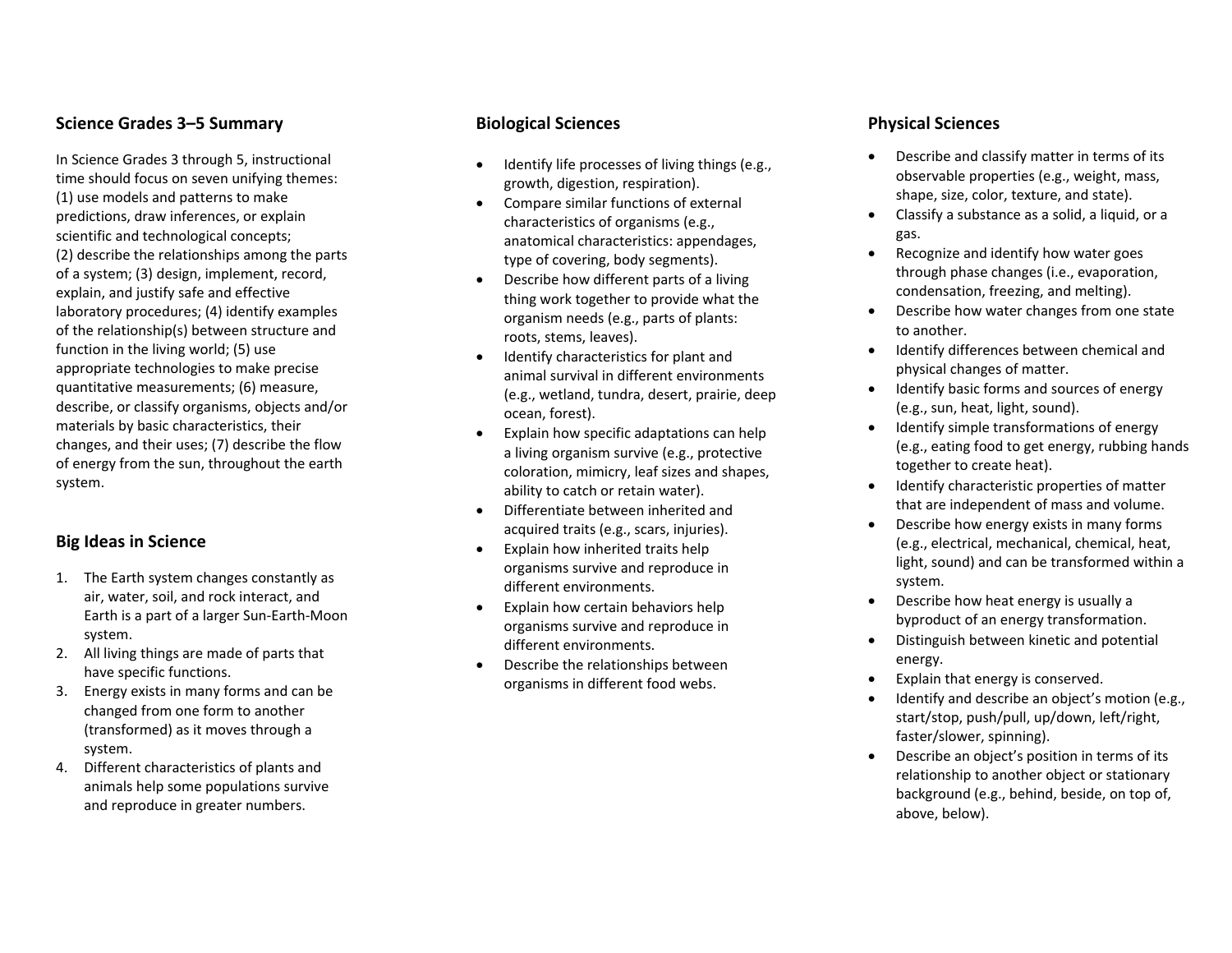## Science Grades 3–5 Summary

In Science Grades 3 through 5, instructional time should focus on seven unifying themes: (1) use models and patterns to make predictions, draw inferences, or explain scientific and technological concepts; (2) describe the relationships among the parts of a system; (3) design, implement, record, explain, and justify safe and effective laboratory procedures; (4) identify examples of the relationship(s) between structure and function in the living world; (5) use appropriate technologies to make precise quantitative measurements; (6) measure, describe, or classify organisms, objects and/or materials by basic characteristics, their changes, and their uses; (7) describe the flow of energy from the sun, throughout the earth system.

## Big Ideas in Science

1. The Earth system changes constantly as air, water, soil, and rock interact, and Earth is a part of a larger Sun-Earth-Moon system.
2. All living things are made of parts that have specific functions.
3. Energy exists in many forms and can be changed from one form to another (transformed) as it moves through a system.
4. Different characteristics of plants and animals help some populations survive and reproduce in greater numbers.

## Biological Sciences

- Identify life processes of living things (e.g., growth, digestion, respiration).
- Compare similar functions of external characteristics of organisms (e.g., anatomical characteristics: appendages, type of covering, body segments).
- Describe how different parts of a living thing work together to provide what the organism needs (e.g., parts of plants: roots, stems, leaves).
- Identify characteristics for plant and animal survival in different environments (e.g., wetland, tundra, desert, prairie, deep ocean, forest).
- Explain how specific adaptations can help a living organism survive (e.g., protective coloration, mimicry, leaf sizes and shapes, ability to catch or retain water).
- Differentiate between inherited and acquired traits (e.g., scars, injuries).
- Explain how inherited traits help organisms survive and reproduce in different environments.
- Explain how certain behaviors help organisms survive and reproduce in different environments.
- Describe the relationships between organisms in different food webs.

## Physical Sciences

- Describe and classify matter in terms of its observable properties (e.g., weight, mass, shape, size, color, texture, and state).
- Classify a substance as a solid, a liquid, or a gas.
- Recognize and identify how water goes through phase changes (i.e., evaporation, condensation, freezing, and melting).
- Describe how water changes from one state to another.
- Identify differences between chemical and physical changes of matter.
- Identify basic forms and sources of energy (e.g., sun, heat, light, sound).
- Identify simple transformations of energy (e.g., eating food to get energy, rubbing hands together to create heat).
- Identify characteristic properties of matter that are independent of mass and volume.
- Describe how energy exists in many forms (e.g., electrical, mechanical, chemical, heat, light, sound) and can be transformed within a system.
- Describe how heat energy is usually a byproduct of an energy transformation.
- Distinguish between kinetic and potential energy.
- Explain that energy is conserved.
- Identify and describe an object's motion (e.g., start/stop, push/pull, up/down, left/right, faster/slower, spinning).
- Describe an object's position in terms of its relationship to another object or stationary background (e.g., behind, beside, on top of, above, below).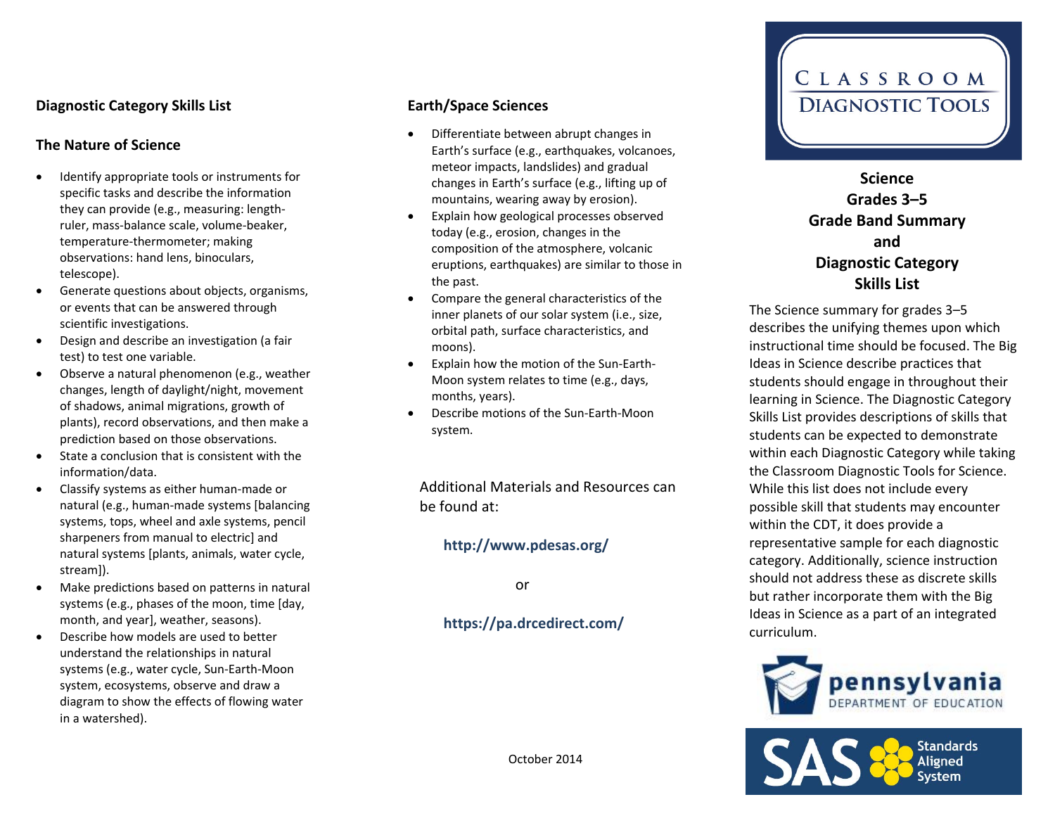## Diagnostic Category Skills List

### The Nature of Science

- Identify appropriate tools or instruments for specific tasks and describe the information they can provide (e.g., measuring: length-ruler, mass-balance scale, volume-beaker, temperature-thermometer; making observations: hand lens, binoculars, telescope).
- Generate questions about objects, organisms, or events that can be answered through scientific investigations.
- Design and describe an investigation (a fair test) to test one variable.
- Observe a natural phenomenon (e.g., weather changes, length of daylight/night, movement of shadows, animal migrations, growth of plants), record observations, and then make a prediction based on those observations.
- State a conclusion that is consistent with the information/data.
- Classify systems as either human-made or natural (e.g., human-made systems [balancing systems, tops, wheel and axle systems, pencil sharpeners from manual to electric] and natural systems [plants, animals, water cycle, stream]).
- Make predictions based on patterns in natural systems (e.g., phases of the moon, time [day, month, and year], weather, seasons).
- Describe how models are used to better understand the relationships in natural systems (e.g., water cycle, Sun-Earth-Moon system, ecosystems, observe and draw a diagram to show the effects of flowing water in a watershed).

### Earth/Space Sciences

- Differentiate between abrupt changes in Earth's surface (e.g., earthquakes, volcanoes, meteor impacts, landslides) and gradual changes in Earth's surface (e.g., lifting up of mountains, wearing away by erosion).
- Explain how geological processes observed today (e.g., erosion, changes in the composition of the atmosphere, volcanic eruptions, earthquakes) are similar to those in the past.
- Compare the general characteristics of the inner planets of our solar system (i.e., size, orbital path, surface characteristics, and moons).
- Explain how the motion of the Sun-Earth-Moon system relates to time (e.g., days, months, years).
- Describe motions of the Sun-Earth-Moon system.

Additional Materials and Resources can be found at:

**http://www.pdesas.org/**

or

**https://pa.drcedirect.com/**

October 2014

# Classroom Diagnostic Tools

## Science Grades 3–5 Grade Band Summary and Diagnostic Category Skills List

The Science summary for grades 3–5 describes the unifying themes upon which instructional time should be focused. The Big Ideas in Science describe practices that students should engage in throughout their learning in Science. The Diagnostic Category Skills List provides descriptions of skills that students can be expected to demonstrate within each Diagnostic Category while taking the Classroom Diagnostic Tools for Science. While this list does not include every possible skill that students may encounter within the CDT, it does provide a representative sample for each diagnostic category. Additionally, science instruction should not address these as discrete skills but rather incorporate them with the Big Ideas in Science as a part of an integrated curriculum.

pennsylvania DEPARTMENT OF EDUCATION

SAS Standards Aligned System